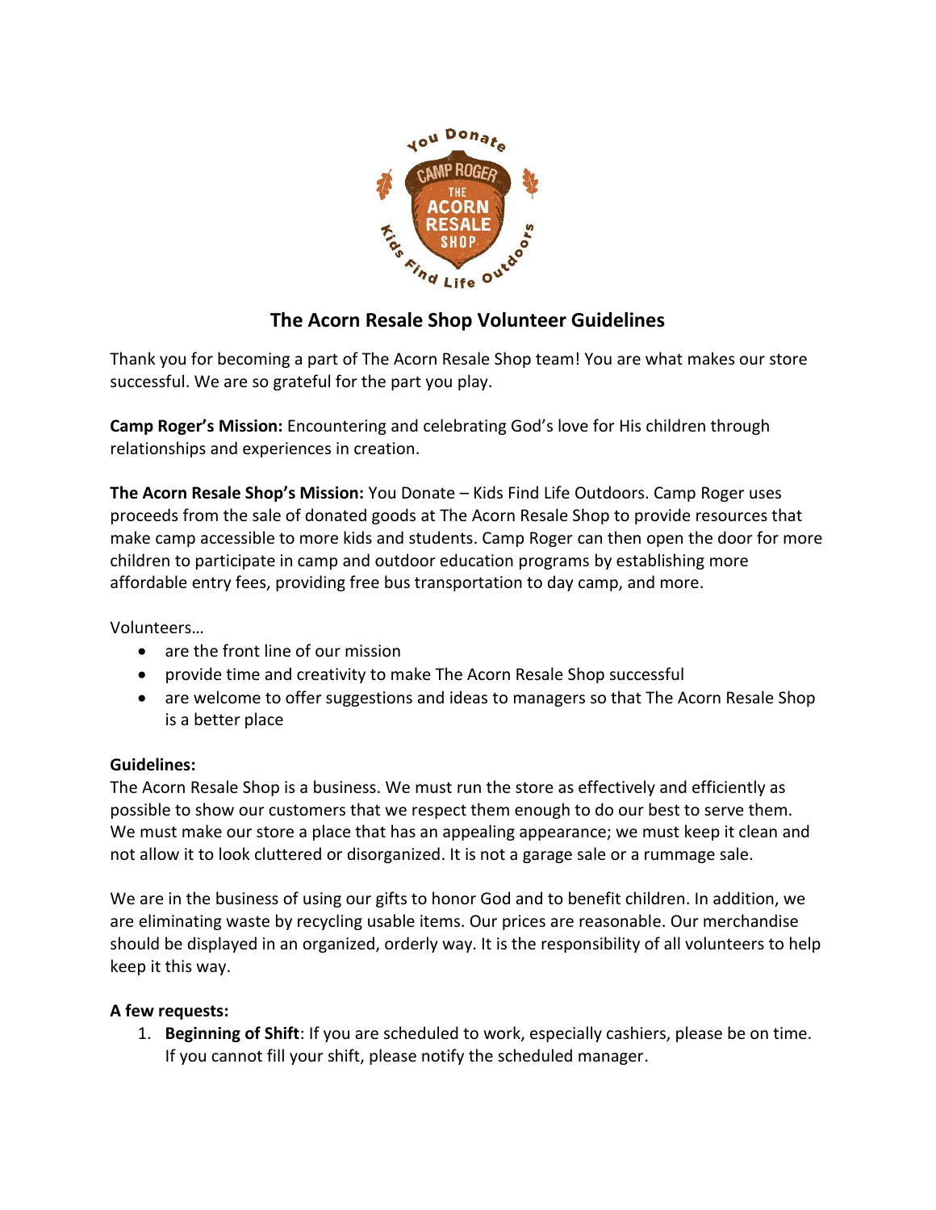# The Acorn Resale Shop Volunteer Guidelines

Thank you for becoming a part of The Acorn Resale Shop team! You are what makes our store successful. We are so grateful for the part you play.

**Camp Roger's Mission:** Encountering and celebrating God's love for His children through relationships and experiences in creation.

**The Acorn Resale Shop's Mission:** You Donate – Kids Find Life Outdoors. Camp Roger uses proceeds from the sale of donated goods at The Acorn Resale Shop to provide resources that make camp accessible to more kids and students. Camp Roger can then open the door for more children to participate in camp and outdoor education programs by establishing more affordable entry fees, providing free bus transportation to day camp, and more.

Volunteers…

- are the front line of our mission
- provide time and creativity to make The Acorn Resale Shop successful
- are welcome to offer suggestions and ideas to managers so that The Acorn Resale Shop is a better place

**Guidelines:**

The Acorn Resale Shop is a business. We must run the store as effectively and efficiently as possible to show our customers that we respect them enough to do our best to serve them. We must make our store a place that has an appealing appearance; we must keep it clean and not allow it to look cluttered or disorganized. It is not a garage sale or a rummage sale.

We are in the business of using our gifts to honor God and to benefit children. In addition, we are eliminating waste by recycling usable items. Our prices are reasonable. Our merchandise should be displayed in an organized, orderly way. It is the responsibility of all volunteers to help keep it this way.

**A few requests:**

1. **Beginning of Shift**: If you are scheduled to work, especially cashiers, please be on time. If you cannot fill your shift, please notify the scheduled manager.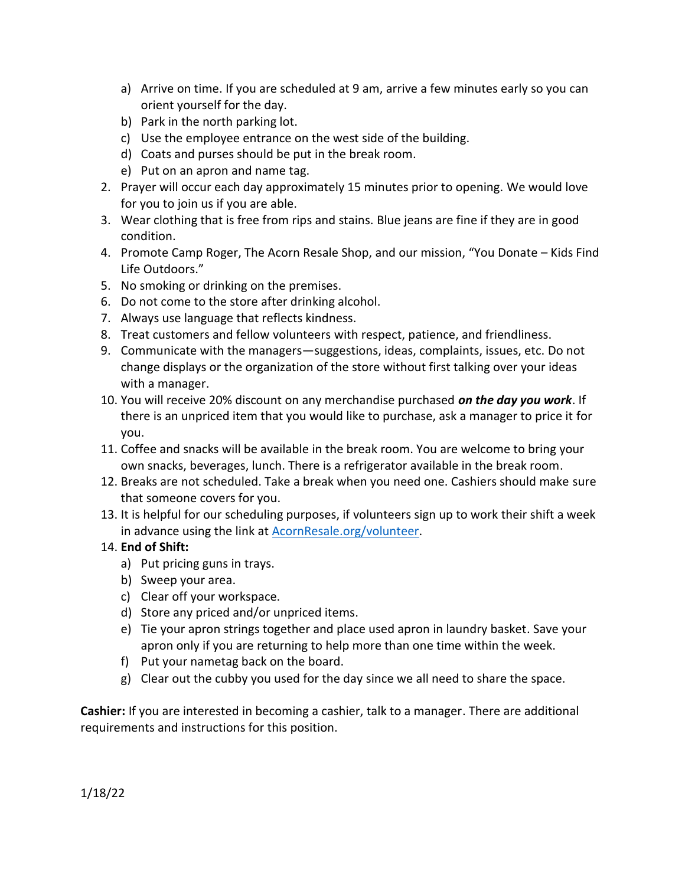a) Arrive on time. If you are scheduled at 9 am, arrive a few minutes early so you can orient yourself for the day.
   b) Park in the north parking lot.
   c) Use the employee entrance on the west side of the building.
   d) Coats and purses should be put in the break room.
   e) Put on an apron and name tag.

2. Prayer will occur each day approximately 15 minutes prior to opening. We would love for you to join us if you are able.
3. Wear clothing that is free from rips and stains. Blue jeans are fine if they are in good condition.
4. Promote Camp Roger, The Acorn Resale Shop, and our mission, "You Donate – Kids Find Life Outdoors."
5. No smoking or drinking on the premises.
6. Do not come to the store after drinking alcohol.
7. Always use language that reflects kindness.
8. Treat customers and fellow volunteers with respect, patience, and friendliness.
9. Communicate with the managers—suggestions, ideas, complaints, issues, etc. Do not change displays or the organization of the store without first talking over your ideas with a manager.
10. You will receive 20% discount on any merchandise purchased ***on the day you work***. If there is an unpriced item that you would like to purchase, ask a manager to price it for you.
11. Coffee and snacks will be available in the break room. You are welcome to bring your own snacks, beverages, lunch. There is a refrigerator available in the break room.
12. Breaks are not scheduled. Take a break when you need one. Cashiers should make sure that someone covers for you.
13. It is helpful for our scheduling purposes, if volunteers sign up to work their shift a week in advance using the link at [AcornResale.org/volunteer](AcornResale.org/volunteer).
14. **End of Shift:**
    a) Put pricing guns in trays.
    b) Sweep your area.
    c) Clear off your workspace.
    d) Store any priced and/or unpriced items.
    e) Tie your apron strings together and place used apron in laundry basket. Save your apron only if you are returning to help more than one time within the week.
    f) Put your nametag back on the board.
    g) Clear out the cubby you used for the day since we all need to share the space.

**Cashier:** If you are interested in becoming a cashier, talk to a manager. There are additional requirements and instructions for this position.

1/18/22